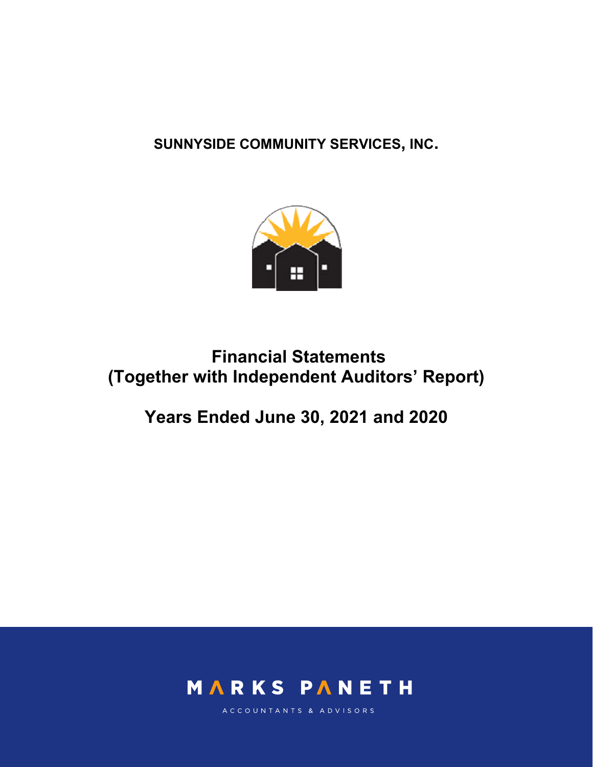# SUNNYSIDE COMMUNITY SERVICES, INC.

## Financial Statements
## (Together with Independent Auditors' Report)

## Years Ended June 30, 2021 and 2020

MARKS PANETH

ACCOUNTANTS & ADVISORS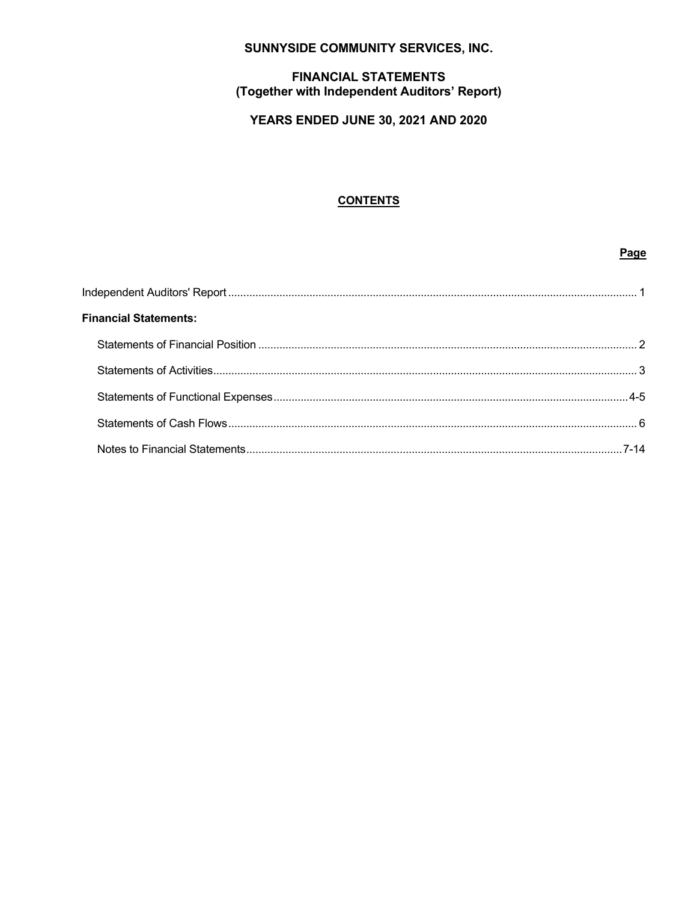# SUNNYSIDE COMMUNITY SERVICES, INC.

## FINANCIAL STATEMENTS
## (Together with Independent Auditors' Report)

## YEARS ENDED JUNE 30, 2021 AND 2020

### CONTENTS

| | Page |
|---|---|
| Independent Auditors' Report | 1 |
| **Financial Statements:** | |
| Statements of Financial Position | 2 |
| Statements of Activities | 3 |
| Statements of Functional Expenses | 4-5 |
| Statements of Cash Flows | 6 |
| Notes to Financial Statements | 7-14 |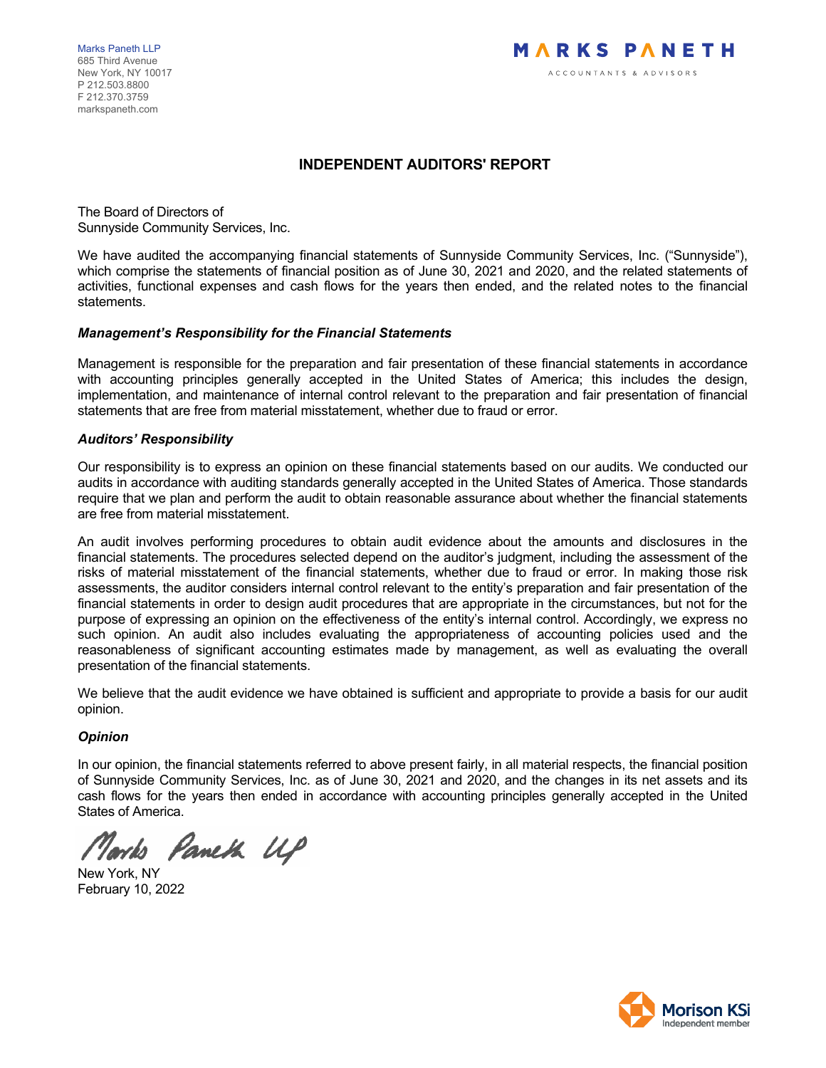Marks Paneth LLP
685 Third Avenue
New York, NY 10017
P 212.503.8800
F 212.370.3759
markspaneth.com

MARKS PANETH
ACCOUNTANTS & ADVISORS

# INDEPENDENT AUDITORS' REPORT

The Board of Directors of
Sunnyside Community Services, Inc.

We have audited the accompanying financial statements of Sunnyside Community Services, Inc. ("Sunnyside"), which comprise the statements of financial position as of June 30, 2021 and 2020, and the related statements of activities, functional expenses and cash flows for the years then ended, and the related notes to the financial statements.

### *Management's Responsibility for the Financial Statements*

Management is responsible for the preparation and fair presentation of these financial statements in accordance with accounting principles generally accepted in the United States of America; this includes the design, implementation, and maintenance of internal control relevant to the preparation and fair presentation of financial statements that are free from material misstatement, whether due to fraud or error.

### *Auditors' Responsibility*

Our responsibility is to express an opinion on these financial statements based on our audits. We conducted our audits in accordance with auditing standards generally accepted in the United States of America. Those standards require that we plan and perform the audit to obtain reasonable assurance about whether the financial statements are free from material misstatement.

An audit involves performing procedures to obtain audit evidence about the amounts and disclosures in the financial statements. The procedures selected depend on the auditor's judgment, including the assessment of the risks of material misstatement of the financial statements, whether due to fraud or error. In making those risk assessments, the auditor considers internal control relevant to the entity's preparation and fair presentation of the financial statements in order to design audit procedures that are appropriate in the circumstances, but not for the purpose of expressing an opinion on the effectiveness of the entity's internal control. Accordingly, we express no such opinion. An audit also includes evaluating the appropriateness of accounting policies used and the reasonableness of significant accounting estimates made by management, as well as evaluating the overall presentation of the financial statements.

We believe that the audit evidence we have obtained is sufficient and appropriate to provide a basis for our audit opinion.

### *Opinion*

In our opinion, the financial statements referred to above present fairly, in all material respects, the financial position of Sunnyside Community Services, Inc. as of June 30, 2021 and 2020, and the changes in its net assets and its cash flows for the years then ended in accordance with accounting principles generally accepted in the United States of America.

Marks Paneth LLP

New York, NY
February 10, 2022

Morison KSi
Independent member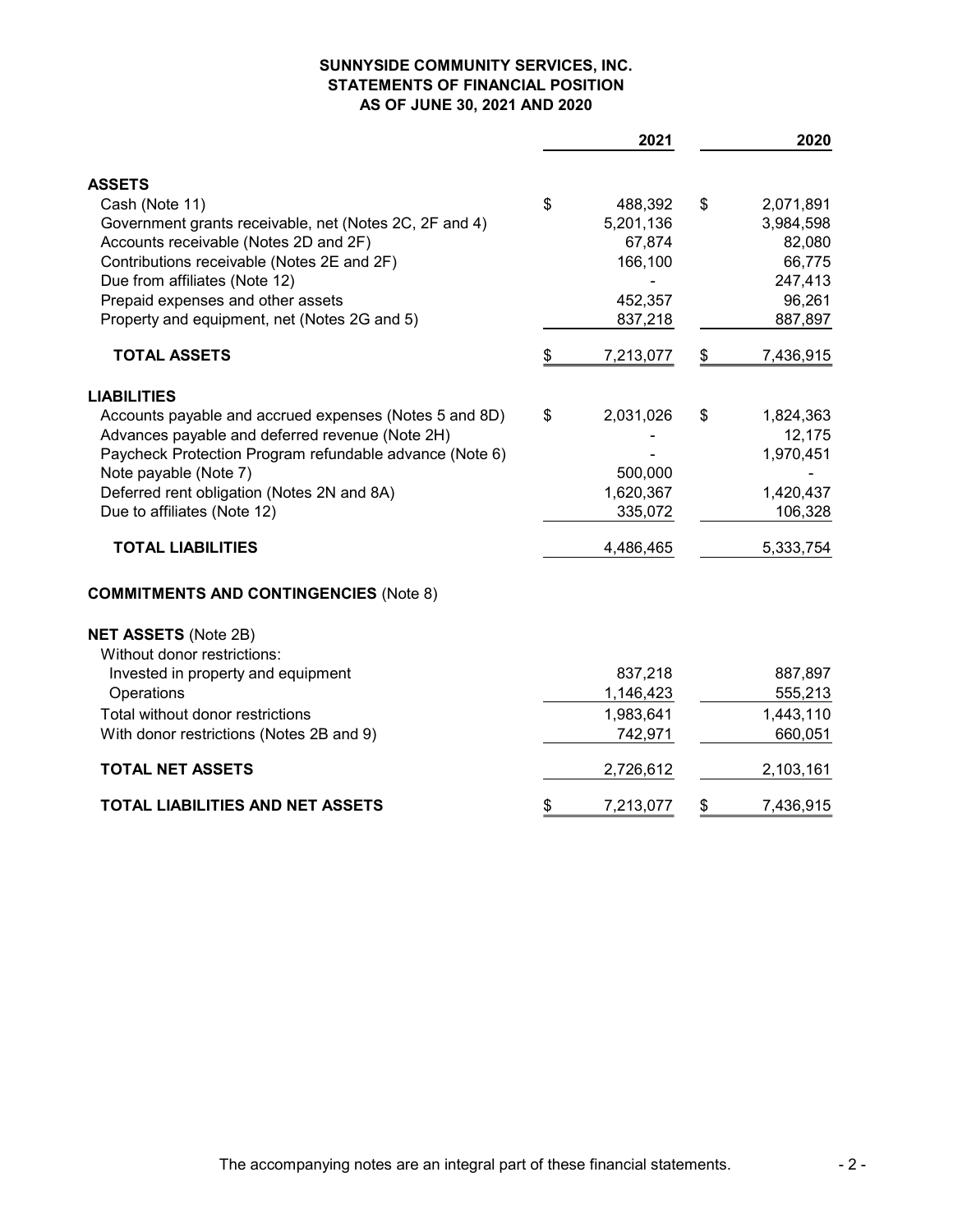**SUNNYSIDE COMMUNITY SERVICES, INC.**
**STATEMENTS OF FINANCIAL POSITION**
**AS OF JUNE 30, 2021 AND 2020**

| | 2021 | 2020 |
|---|---|---|
| **ASSETS** | | |
| Cash (Note 11) | $ 488,392 | $ 2,071,891 |
| Government grants receivable, net (Notes 2C, 2F and 4) | 5,201,136 | 3,984,598 |
| Accounts receivable (Notes 2D and 2F) | 67,874 | 82,080 |
| Contributions receivable (Notes 2E and 2F) | 166,100 | 66,775 |
| Due from affiliates (Note 12) | - | 247,413 |
| Prepaid expenses and other assets | 452,357 | 96,261 |
| Property and equipment, net (Notes 2G and 5) | 837,218 | 887,897 |
| **TOTAL ASSETS** | $ 7,213,077 | $ 7,436,915 |
| **LIABILITIES** | | |
| Accounts payable and accrued expenses (Notes 5 and 8D) | $ 2,031,026 | $ 1,824,363 |
| Advances payable and deferred revenue (Note 2H) | - | 12,175 |
| Paycheck Protection Program refundable advance (Note 6) | - | 1,970,451 |
| Note payable (Note 7) | 500,000 | - |
| Deferred rent obligation (Notes 2N and 8A) | 1,620,367 | 1,420,437 |
| Due to affiliates (Note 12) | 335,072 | 106,328 |
| **TOTAL LIABILITIES** | 4,486,465 | 5,333,754 |
| **COMMITMENTS AND CONTINGENCIES** (Note 8) | | |
| **NET ASSETS** (Note 2B) | | |
| Without donor restrictions: | | |
| Invested in property and equipment | 837,218 | 887,897 |
| Operations | 1,146,423 | 555,213 |
| Total without donor restrictions | 1,983,641 | 1,443,110 |
| With donor restrictions (Notes 2B and 9) | 742,971 | 660,051 |
| **TOTAL NET ASSETS** | 2,726,612 | 2,103,161 |
| **TOTAL LIABILITIES AND NET ASSETS** | $ 7,213,077 | $ 7,436,915 |

The accompanying notes are an integral part of these financial statements.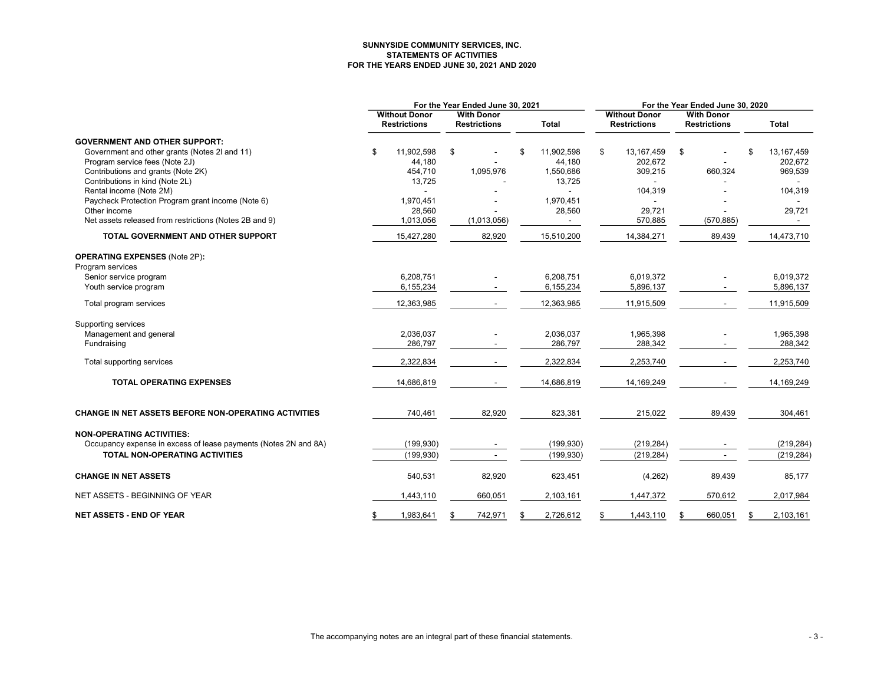**SUNNYSIDE COMMUNITY SERVICES, INC.**
**STATEMENTS OF ACTIVITIES**
**FOR THE YEARS ENDED JUNE 30, 2021 AND 2020**

| | For the Year Ended June 30, 2021 | | | For the Year Ended June 30, 2020 | | |
|---|---|---|---|---|---|---|
| | Without Donor Restrictions | With Donor Restrictions | Total | Without Donor Restrictions | With Donor Restrictions | Total |
| **GOVERNMENT AND OTHER SUPPORT:** | | | | | | |
| Government and other grants (Notes 2I and 11) | $ 11,902,598 | $ - | $ 11,902,598 | $ 13,167,459 | $ - | $ 13,167,459 |
| Program service fees (Note 2J) | 44,180 | - | 44,180 | 202,672 | - | 202,672 |
| Contributions and grants (Note 2K) | 454,710 | 1,095,976 | 1,550,686 | 309,215 | 660,324 | 969,539 |
| Contributions in kind (Note 2L) | 13,725 | - | 13,725 | - | - | - |
| Rental income (Note 2M) | - | - | - | 104,319 | - | 104,319 |
| Paycheck Protection Program grant income (Note 6) | 1,970,451 | - | 1,970,451 | - | - | - |
| Other income | 28,560 | - | 28,560 | 29,721 | - | 29,721 |
| Net assets released from restrictions (Notes 2B and 9) | 1,013,056 | (1,013,056) | - | 570,885 | (570,885) | - |
| **TOTAL GOVERNMENT AND OTHER SUPPORT** | 15,427,280 | 82,920 | 15,510,200 | 14,384,271 | 89,439 | 14,473,710 |
| **OPERATING EXPENSES** (Note 2P)**:** | | | | | | |
| Program services | | | | | | |
| Senior service program | 6,208,751 | - | 6,208,751 | 6,019,372 | - | 6,019,372 |
| Youth service program | 6,155,234 | - | 6,155,234 | 5,896,137 | - | 5,896,137 |
| Total program services | 12,363,985 | - | 12,363,985 | 11,915,509 | - | 11,915,509 |
| Supporting services | | | | | | |
| Management and general | 2,036,037 | - | 2,036,037 | 1,965,398 | - | 1,965,398 |
| Fundraising | 286,797 | - | 286,797 | 288,342 | - | 288,342 |
| Total supporting services | 2,322,834 | - | 2,322,834 | 2,253,740 | - | 2,253,740 |
| **TOTAL OPERATING EXPENSES** | 14,686,819 | - | 14,686,819 | 14,169,249 | - | 14,169,249 |
| **CHANGE IN NET ASSETS BEFORE NON-OPERATING ACTIVITIES** | 740,461 | 82,920 | 823,381 | 215,022 | 89,439 | 304,461 |
| **NON-OPERATING ACTIVITIES:** | | | | | | |
| Occupancy expense in excess of lease payments (Notes 2N and 8A) | (199,930) | - | (199,930) | (219,284) | - | (219,284) |
| **TOTAL NON-OPERATING ACTIVITIES** | (199,930) | - | (199,930) | (219,284) | - | (219,284) |
| **CHANGE IN NET ASSETS** | 540,531 | 82,920 | 623,451 | (4,262) | 89,439 | 85,177 |
| NET ASSETS - BEGINNING OF YEAR | 1,443,110 | 660,051 | 2,103,161 | 1,447,372 | 570,612 | 2,017,984 |
| **NET ASSETS - END OF YEAR** | $ 1,983,641 | $ 742,971 | $ 2,726,612 | $ 1,443,110 | $ 660,051 | $ 2,103,161 |

The accompanying notes are an integral part of these financial statements.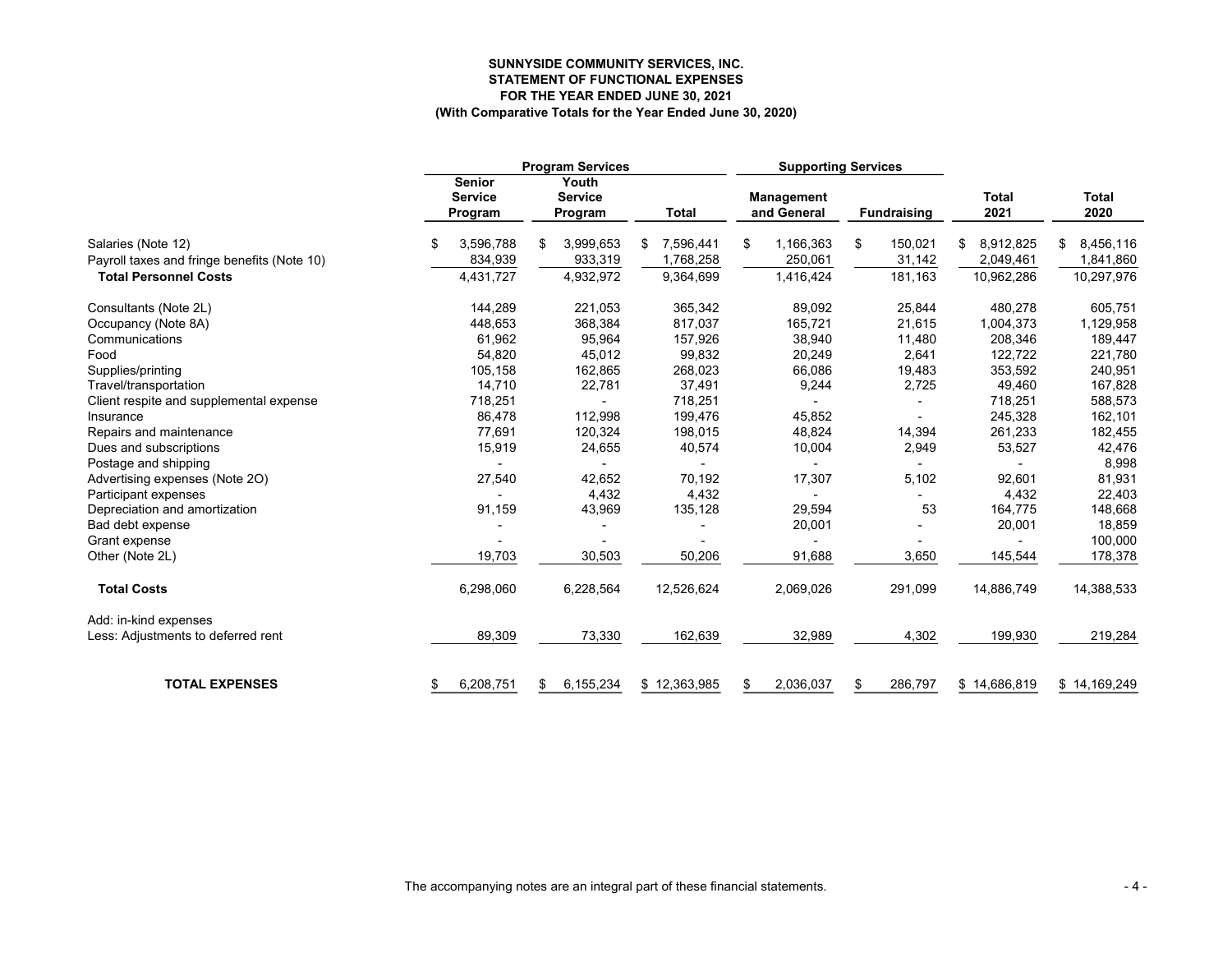**SUNNYSIDE COMMUNITY SERVICES, INC.**
**STATEMENT OF FUNCTIONAL EXPENSES**
**FOR THE YEAR ENDED JUNE 30, 2021**
**(With Comparative Totals for the Year Ended June 30, 2020)**

| | Program Services | | | Supporting Services | | | |
|---|---|---|---|---|---|---|---|
| | Senior Service Program | Youth Service Program | Total | Management and General | Fundraising | Total 2021 | Total 2020 |
| Salaries (Note 12) | $ 3,596,788 | $ 3,999,653 | $ 7,596,441 | $ 1,166,363 | $ 150,021 | $ 8,912,825 | $ 8,456,116 |
| Payroll taxes and fringe benefits (Note 10) | 834,939 | 933,319 | 1,768,258 | 250,061 | 31,142 | 2,049,461 | 1,841,860 |
| **Total Personnel Costs** | 4,431,727 | 4,932,972 | 9,364,699 | 1,416,424 | 181,163 | 10,962,286 | 10,297,976 |
| Consultants (Note 2L) | 144,289 | 221,053 | 365,342 | 89,092 | 25,844 | 480,278 | 605,751 |
| Occupancy (Note 8A) | 448,653 | 368,384 | 817,037 | 165,721 | 21,615 | 1,004,373 | 1,129,958 |
| Communications | 61,962 | 95,964 | 157,926 | 38,940 | 11,480 | 208,346 | 189,447 |
| Food | 54,820 | 45,012 | 99,832 | 20,249 | 2,641 | 122,722 | 221,780 |
| Supplies/printing | 105,158 | 162,865 | 268,023 | 66,086 | 19,483 | 353,592 | 240,951 |
| Travel/transportation | 14,710 | 22,781 | 37,491 | 9,244 | 2,725 | 49,460 | 167,828 |
| Client respite and supplemental expense | 718,251 | - | 718,251 | - | - | 718,251 | 588,573 |
| Insurance | 86,478 | 112,998 | 199,476 | 45,852 | - | 245,328 | 162,101 |
| Repairs and maintenance | 77,691 | 120,324 | 198,015 | 48,824 | 14,394 | 261,233 | 182,455 |
| Dues and subscriptions | 15,919 | 24,655 | 40,574 | 10,004 | 2,949 | 53,527 | 42,476 |
| Postage and shipping | - | - | - | - | - | - | 8,998 |
| Advertising expenses (Note 2O) | 27,540 | 42,652 | 70,192 | 17,307 | 5,102 | 92,601 | 81,931 |
| Participant expenses | - | 4,432 | 4,432 | - | - | 4,432 | 22,403 |
| Depreciation and amortization | 91,159 | 43,969 | 135,128 | 29,594 | 53 | 164,775 | 148,668 |
| Bad debt expense | - | - | - | 20,001 | - | 20,001 | 18,859 |
| Grant expense | - | - | - | - | - | - | 100,000 |
| Other (Note 2L) | 19,703 | 30,503 | 50,206 | 91,688 | 3,650 | 145,544 | 178,378 |
| **Total Costs** | 6,298,060 | 6,228,564 | 12,526,624 | 2,069,026 | 291,099 | 14,886,749 | 14,388,533 |
| Add: in-kind expenses | | | | | | | |
| Less: Adjustments to deferred rent | 89,309 | 73,330 | 162,639 | 32,989 | 4,302 | 199,930 | 219,284 |
| **TOTAL EXPENSES** | $ 6,208,751 | $ 6,155,234 | $ 12,363,985 | $ 2,036,037 | $ 286,797 | $ 14,686,819 | $ 14,169,249 |

The accompanying notes are an integral part of these financial statements.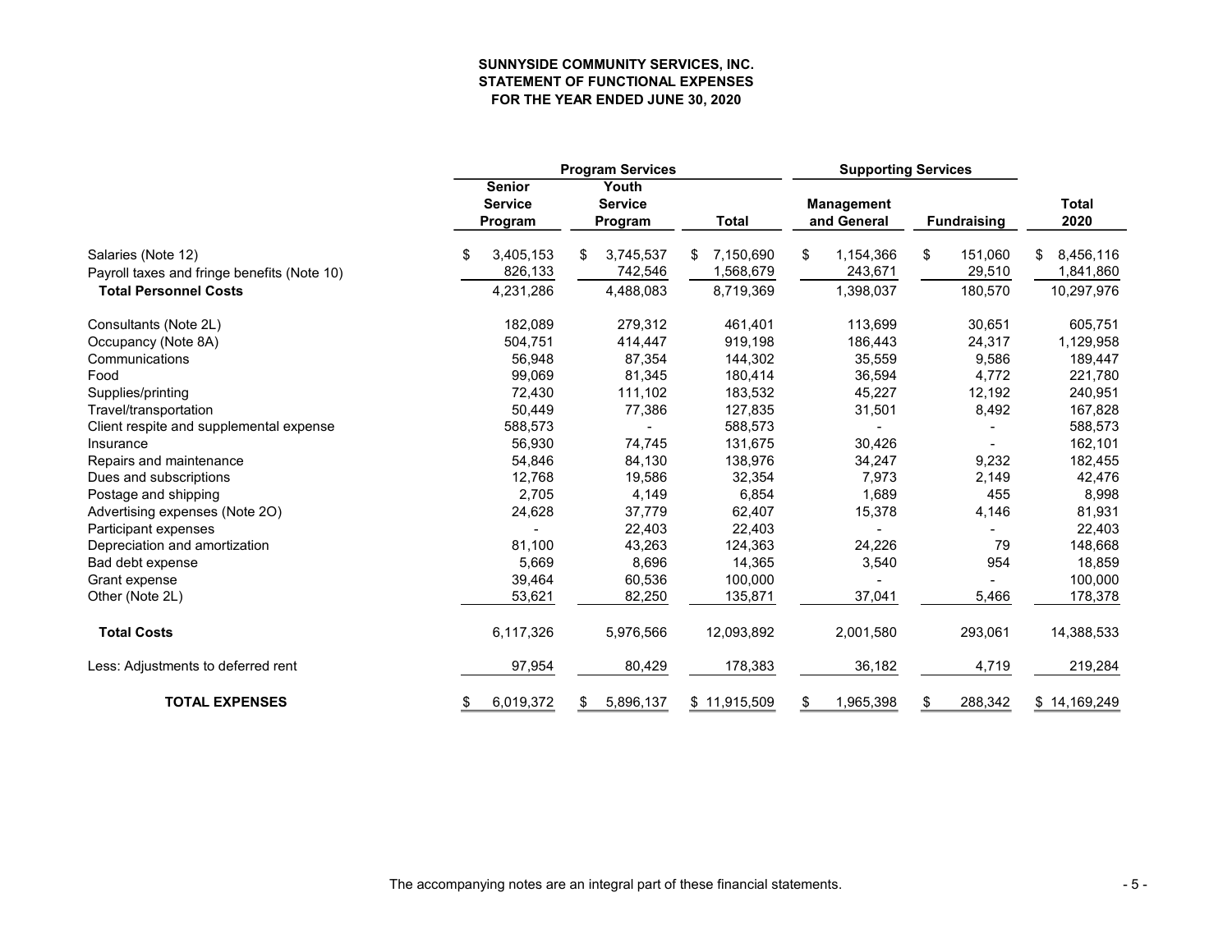# SUNNYSIDE COMMUNITY SERVICES, INC.
## STATEMENT OF FUNCTIONAL EXPENSES
### FOR THE YEAR ENDED JUNE 30, 2020

| | Program Services | | | Supporting Services | | |
|---|---|---|---|---|---|---|
| | Senior Service Program | Youth Service Program | Total | Management and General | Fundraising | Total 2020 |
| Salaries (Note 12) | $ 3,405,153 | $ 3,745,537 | $ 7,150,690 | $ 1,154,366 | $ 151,060 | $ 8,456,116 |
| Payroll taxes and fringe benefits (Note 10) | 826,133 | 742,546 | 1,568,679 | 243,671 | 29,510 | 1,841,860 |
| **Total Personnel Costs** | 4,231,286 | 4,488,083 | 8,719,369 | 1,398,037 | 180,570 | 10,297,976 |
| Consultants (Note 2L) | 182,089 | 279,312 | 461,401 | 113,699 | 30,651 | 605,751 |
| Occupancy (Note 8A) | 504,751 | 414,447 | 919,198 | 186,443 | 24,317 | 1,129,958 |
| Communications | 56,948 | 87,354 | 144,302 | 35,559 | 9,586 | 189,447 |
| Food | 99,069 | 81,345 | 180,414 | 36,594 | 4,772 | 221,780 |
| Supplies/printing | 72,430 | 111,102 | 183,532 | 45,227 | 12,192 | 240,951 |
| Travel/transportation | 50,449 | 77,386 | 127,835 | 31,501 | 8,492 | 167,828 |
| Client respite and supplemental expense | 588,573 | - | 588,573 | - | - | 588,573 |
| Insurance | 56,930 | 74,745 | 131,675 | 30,426 | - | 162,101 |
| Repairs and maintenance | 54,846 | 84,130 | 138,976 | 34,247 | 9,232 | 182,455 |
| Dues and subscriptions | 12,768 | 19,586 | 32,354 | 7,973 | 2,149 | 42,476 |
| Postage and shipping | 2,705 | 4,149 | 6,854 | 1,689 | 455 | 8,998 |
| Advertising expenses (Note 2O) | 24,628 | 37,779 | 62,407 | 15,378 | 4,146 | 81,931 |
| Participant expenses | - | 22,403 | 22,403 | - | - | 22,403 |
| Depreciation and amortization | 81,100 | 43,263 | 124,363 | 24,226 | 79 | 148,668 |
| Bad debt expense | 5,669 | 8,696 | 14,365 | 3,540 | 954 | 18,859 |
| Grant expense | 39,464 | 60,536 | 100,000 | - | - | 100,000 |
| Other (Note 2L) | 53,621 | 82,250 | 135,871 | 37,041 | 5,466 | 178,378 |
| **Total Costs** | 6,117,326 | 5,976,566 | 12,093,892 | 2,001,580 | 293,061 | 14,388,533 |
| Less: Adjustments to deferred rent | 97,954 | 80,429 | 178,383 | 36,182 | 4,719 | 219,284 |
| **TOTAL EXPENSES** | $ 6,019,372 | $ 5,896,137 | $ 11,915,509 | $ 1,965,398 | $ 288,342 | $ 14,169,249 |

The accompanying notes are an integral part of these financial statements.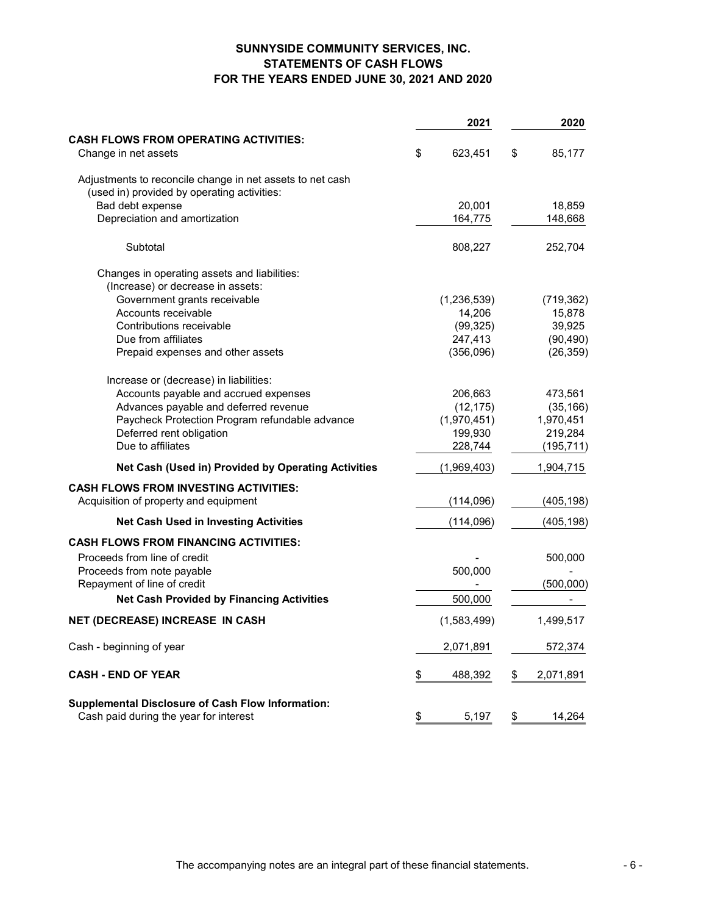# SUNNYSIDE COMMUNITY SERVICES, INC.
## STATEMENTS OF CASH FLOWS
## FOR THE YEARS ENDED JUNE 30, 2021 AND 2020

| | 2021 | 2020 |
|---|---|---|
| **CASH FLOWS FROM OPERATING ACTIVITIES:** | | |
| Change in net assets | $ 623,451 | $ 85,177 |
| Adjustments to reconcile change in net assets to net cash (used in) provided by operating activities: | | |
| Bad debt expense | 20,001 | 18,859 |
| Depreciation and amortization | 164,775 | 148,668 |
| Subtotal | 808,227 | 252,704 |
| Changes in operating assets and liabilities: | | |
| (Increase) or decrease in assets: | | |
| Government grants receivable | (1,236,539) | (719,362) |
| Accounts receivable | 14,206 | 15,878 |
| Contributions receivable | (99,325) | 39,925 |
| Due from affiliates | 247,413 | (90,490) |
| Prepaid expenses and other assets | (356,096) | (26,359) |
| Increase or (decrease) in liabilities: | | |
| Accounts payable and accrued expenses | 206,663 | 473,561 |
| Advances payable and deferred revenue | (12,175) | (35,166) |
| Paycheck Protection Program refundable advance | (1,970,451) | 1,970,451 |
| Deferred rent obligation | 199,930 | 219,284 |
| Due to affiliates | 228,744 | (195,711) |
| **Net Cash (Used in) Provided by Operating Activities** | (1,969,403) | 1,904,715 |
| **CASH FLOWS FROM INVESTING ACTIVITIES:** | | |
| Acquisition of property and equipment | (114,096) | (405,198) |
| **Net Cash Used in Investing Activities** | (114,096) | (405,198) |
| **CASH FLOWS FROM FINANCING ACTIVITIES:** | | |
| Proceeds from line of credit | - | 500,000 |
| Proceeds from note payable | 500,000 | - |
| Repayment of line of credit | - | (500,000) |
| **Net Cash Provided by Financing Activities** | 500,000 | - |
| **NET (DECREASE) INCREASE IN CASH** | (1,583,499) | 1,499,517 |
| Cash - beginning of year | 2,071,891 | 572,374 |
| **CASH - END OF YEAR** | $ 488,392 | $ 2,071,891 |
| **Supplemental Disclosure of Cash Flow Information:** | | |
| Cash paid during the year for interest | $ 5,197 | $ 14,264 |

The accompanying notes are an integral part of these financial statements.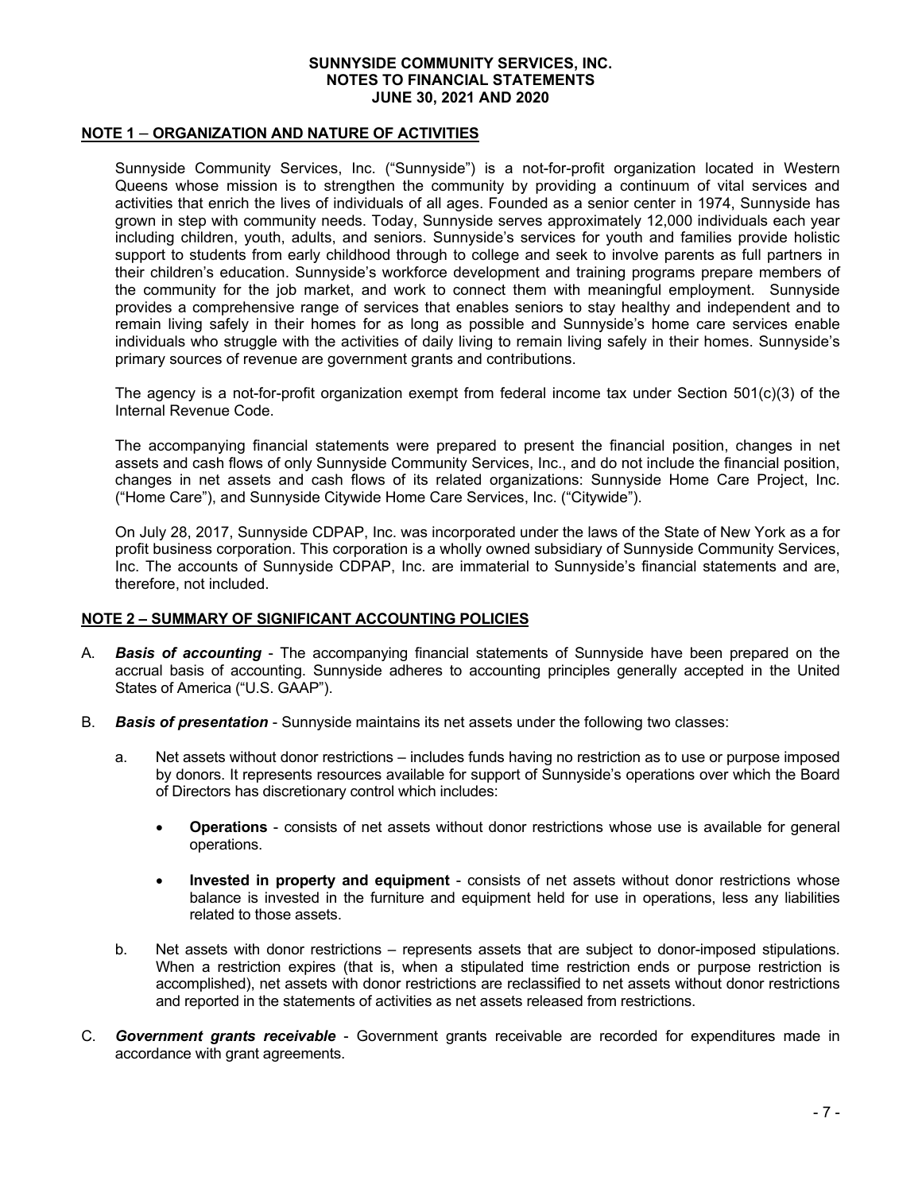# SUNNYSIDE COMMUNITY SERVICES, INC.
## NOTES TO FINANCIAL STATEMENTS
## JUNE 30, 2021 AND 2020

## NOTE 1 – ORGANIZATION AND NATURE OF ACTIVITIES

Sunnyside Community Services, Inc. ("Sunnyside") is a not-for-profit organization located in Western Queens whose mission is to strengthen the community by providing a continuum of vital services and activities that enrich the lives of individuals of all ages. Founded as a senior center in 1974, Sunnyside has grown in step with community needs. Today, Sunnyside serves approximately 12,000 individuals each year including children, youth, adults, and seniors. Sunnyside's services for youth and families provide holistic support to students from early childhood through to college and seek to involve parents as full partners in their children's education. Sunnyside's workforce development and training programs prepare members of the community for the job market, and work to connect them with meaningful employment. Sunnyside provides a comprehensive range of services that enables seniors to stay healthy and independent and to remain living safely in their homes for as long as possible and Sunnyside's home care services enable individuals who struggle with the activities of daily living to remain living safely in their homes. Sunnyside's primary sources of revenue are government grants and contributions.

The agency is a not-for-profit organization exempt from federal income tax under Section 501(c)(3) of the Internal Revenue Code.

The accompanying financial statements were prepared to present the financial position, changes in net assets and cash flows of only Sunnyside Community Services, Inc., and do not include the financial position, changes in net assets and cash flows of its related organizations: Sunnyside Home Care Project, Inc. ("Home Care"), and Sunnyside Citywide Home Care Services, Inc. ("Citywide").

On July 28, 2017, Sunnyside CDPAP, Inc. was incorporated under the laws of the State of New York as a for profit business corporation. This corporation is a wholly owned subsidiary of Sunnyside Community Services, Inc. The accounts of Sunnyside CDPAP, Inc. are immaterial to Sunnyside's financial statements and are, therefore, not included.

## NOTE 2 – SUMMARY OF SIGNIFICANT ACCOUNTING POLICIES

A. ***Basis of accounting*** - The accompanying financial statements of Sunnyside have been prepared on the accrual basis of accounting. Sunnyside adheres to accounting principles generally accepted in the United States of America ("U.S. GAAP").

B. ***Basis of presentation*** - Sunnyside maintains its net assets under the following two classes:

   a. Net assets without donor restrictions – includes funds having no restriction as to use or purpose imposed by donors. It represents resources available for support of Sunnyside's operations over which the Board of Directors has discretionary control which includes:

      - **Operations** - consists of net assets without donor restrictions whose use is available for general operations.

      - **Invested in property and equipment** - consists of net assets without donor restrictions whose balance is invested in the furniture and equipment held for use in operations, less any liabilities related to those assets.

   b. Net assets with donor restrictions – represents assets that are subject to donor-imposed stipulations. When a restriction expires (that is, when a stipulated time restriction ends or purpose restriction is accomplished), net assets with donor restrictions are reclassified to net assets without donor restrictions and reported in the statements of activities as net assets released from restrictions.

C. ***Government grants receivable*** - Government grants receivable are recorded for expenditures made in accordance with grant agreements.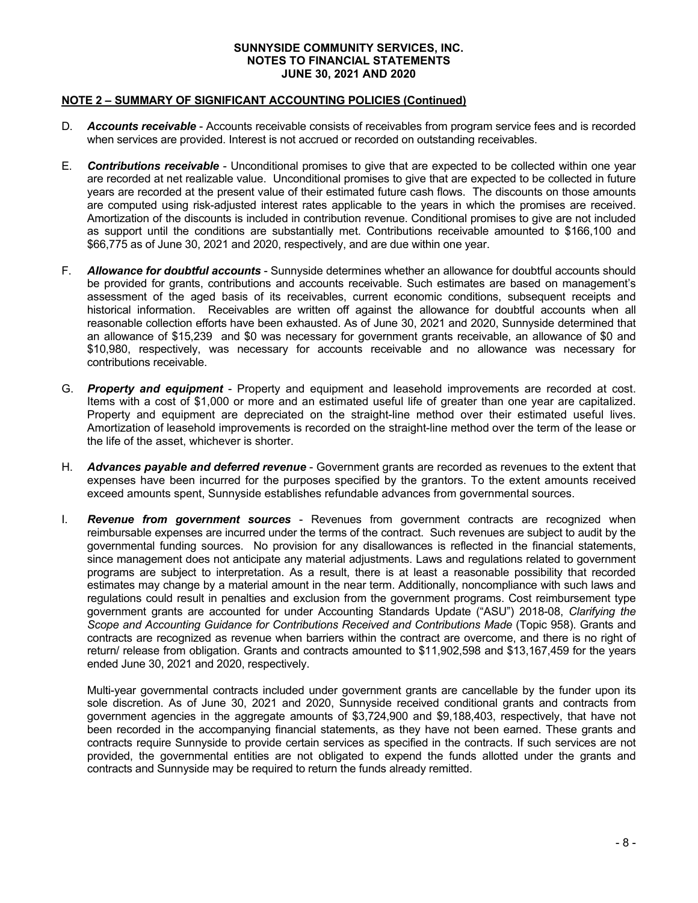**SUNNYSIDE COMMUNITY SERVICES, INC.**
**NOTES TO FINANCIAL STATEMENTS**
**JUNE 30, 2021 AND 2020**

**NOTE 2 – SUMMARY OF SIGNIFICANT ACCOUNTING POLICIES (Continued)**

D. ***Accounts receivable*** - Accounts receivable consists of receivables from program service fees and is recorded when services are provided. Interest is not accrued or recorded on outstanding receivables.

E. ***Contributions receivable*** - Unconditional promises to give that are expected to be collected within one year are recorded at net realizable value. Unconditional promises to give that are expected to be collected in future years are recorded at the present value of their estimated future cash flows. The discounts on those amounts are computed using risk-adjusted interest rates applicable to the years in which the promises are received. Amortization of the discounts is included in contribution revenue. Conditional promises to give are not included as support until the conditions are substantially met. Contributions receivable amounted to $166,100 and $66,775 as of June 30, 2021 and 2020, respectively, and are due within one year.

F. ***Allowance for doubtful accounts*** - Sunnyside determines whether an allowance for doubtful accounts should be provided for grants, contributions and accounts receivable. Such estimates are based on management's assessment of the aged basis of its receivables, current economic conditions, subsequent receipts and historical information. Receivables are written off against the allowance for doubtful accounts when all reasonable collection efforts have been exhausted. As of June 30, 2021 and 2020, Sunnyside determined that an allowance of $15,239 and $0 was necessary for government grants receivable, an allowance of $0 and $10,980, respectively, was necessary for accounts receivable and no allowance was necessary for contributions receivable.

G. ***Property and equipment*** - Property and equipment and leasehold improvements are recorded at cost. Items with a cost of $1,000 or more and an estimated useful life of greater than one year are capitalized. Property and equipment are depreciated on the straight-line method over their estimated useful lives. Amortization of leasehold improvements is recorded on the straight-line method over the term of the lease or the life of the asset, whichever is shorter.

H. ***Advances payable and deferred revenue*** - Government grants are recorded as revenues to the extent that expenses have been incurred for the purposes specified by the grantors. To the extent amounts received exceed amounts spent, Sunnyside establishes refundable advances from governmental sources.

I. ***Revenue from government sources*** - Revenues from government contracts are recognized when reimbursable expenses are incurred under the terms of the contract. Such revenues are subject to audit by the governmental funding sources. No provision for any disallowances is reflected in the financial statements, since management does not anticipate any material adjustments. Laws and regulations related to government programs are subject to interpretation. As a result, there is at least a reasonable possibility that recorded estimates may change by a material amount in the near term. Additionally, noncompliance with such laws and regulations could result in penalties and exclusion from the government programs. Cost reimbursement type government grants are accounted for under Accounting Standards Update ("ASU") 2018-08, *Clarifying the Scope and Accounting Guidance for Contributions Received and Contributions Made* (Topic 958). Grants and contracts are recognized as revenue when barriers within the contract are overcome, and there is no right of return/ release from obligation. Grants and contracts amounted to $11,902,598 and $13,167,459 for the years ended June 30, 2021 and 2020, respectively.

   Multi-year governmental contracts included under government grants are cancellable by the funder upon its sole discretion. As of June 30, 2021 and 2020, Sunnyside received conditional grants and contracts from government agencies in the aggregate amounts of $3,724,900 and $9,188,403, respectively, that have not been recorded in the accompanying financial statements, as they have not been earned. These grants and contracts require Sunnyside to provide certain services as specified in the contracts. If such services are not provided, the governmental entities are not obligated to expend the funds allotted under the grants and contracts and Sunnyside may be required to return the funds already remitted.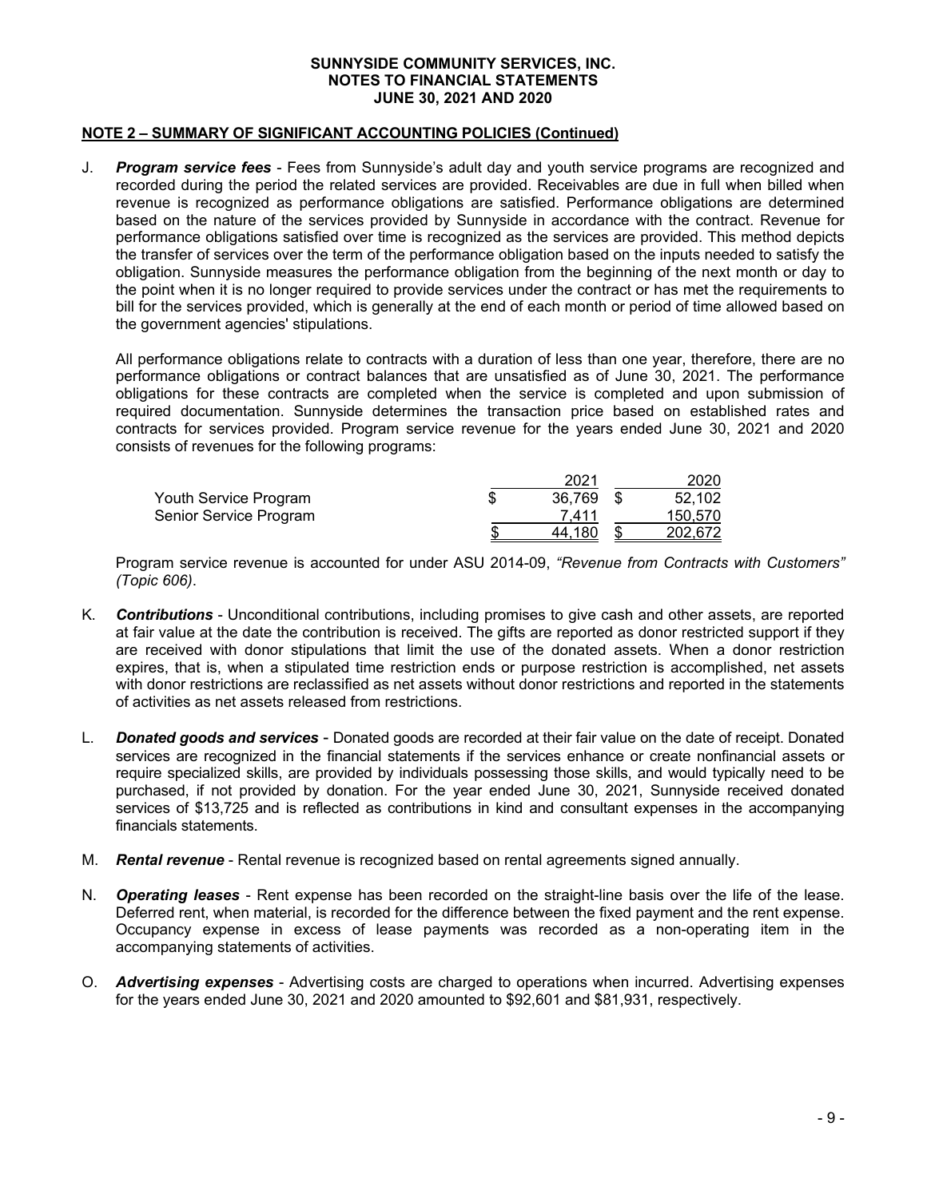**SUNNYSIDE COMMUNITY SERVICES, INC.**
**NOTES TO FINANCIAL STATEMENTS**
**JUNE 30, 2021 AND 2020**

## NOTE 2 – SUMMARY OF SIGNIFICANT ACCOUNTING POLICIES (Continued)

J. ***Program service fees*** - Fees from Sunnyside's adult day and youth service programs are recognized and recorded during the period the related services are provided. Receivables are due in full when billed when revenue is recognized as performance obligations are satisfied. Performance obligations are determined based on the nature of the services provided by Sunnyside in accordance with the contract. Revenue for performance obligations satisfied over time is recognized as the services are provided. This method depicts the transfer of services over the term of the performance obligation based on the inputs needed to satisfy the obligation. Sunnyside measures the performance obligation from the beginning of the next month or day to the point when it is no longer required to provide services under the contract or has met the requirements to bill for the services provided, which is generally at the end of each month or period of time allowed based on the government agencies' stipulations.

   All performance obligations relate to contracts with a duration of less than one year, therefore, there are no performance obligations or contract balances that are unsatisfied as of June 30, 2021. The performance obligations for these contracts are completed when the service is completed and upon submission of required documentation. Sunnyside determines the transaction price based on established rates and contracts for services provided. Program service revenue for the years ended June 30, 2021 and 2020 consists of revenues for the following programs:

| | 2021 | 2020 |
|---|---|---|
| Youth Service Program | $ 36,769 | $ 52,102 |
| Senior Service Program | 7,411 | 150,570 |
| | $ 44,180 | $ 202,672 |

   Program service revenue is accounted for under ASU 2014-09, *"Revenue from Contracts with Customers" (Topic 606)*.

K. ***Contributions*** - Unconditional contributions, including promises to give cash and other assets, are reported at fair value at the date the contribution is received. The gifts are reported as donor restricted support if they are received with donor stipulations that limit the use of the donated assets. When a donor restriction expires, that is, when a stipulated time restriction ends or purpose restriction is accomplished, net assets with donor restrictions are reclassified as net assets without donor restrictions and reported in the statements of activities as net assets released from restrictions.

L. ***Donated goods and services*** - Donated goods are recorded at their fair value on the date of receipt. Donated services are recognized in the financial statements if the services enhance or create nonfinancial assets or require specialized skills, are provided by individuals possessing those skills, and would typically need to be purchased, if not provided by donation. For the year ended June 30, 2021, Sunnyside received donated services of $13,725 and is reflected as contributions in kind and consultant expenses in the accompanying financials statements.

M. ***Rental revenue*** - Rental revenue is recognized based on rental agreements signed annually.

N. ***Operating leases*** - Rent expense has been recorded on the straight-line basis over the life of the lease. Deferred rent, when material, is recorded for the difference between the fixed payment and the rent expense. Occupancy expense in excess of lease payments was recorded as a non-operating item in the accompanying statements of activities.

O. ***Advertising expenses*** - Advertising costs are charged to operations when incurred. Advertising expenses for the years ended June 30, 2021 and 2020 amounted to $92,601 and $81,931, respectively.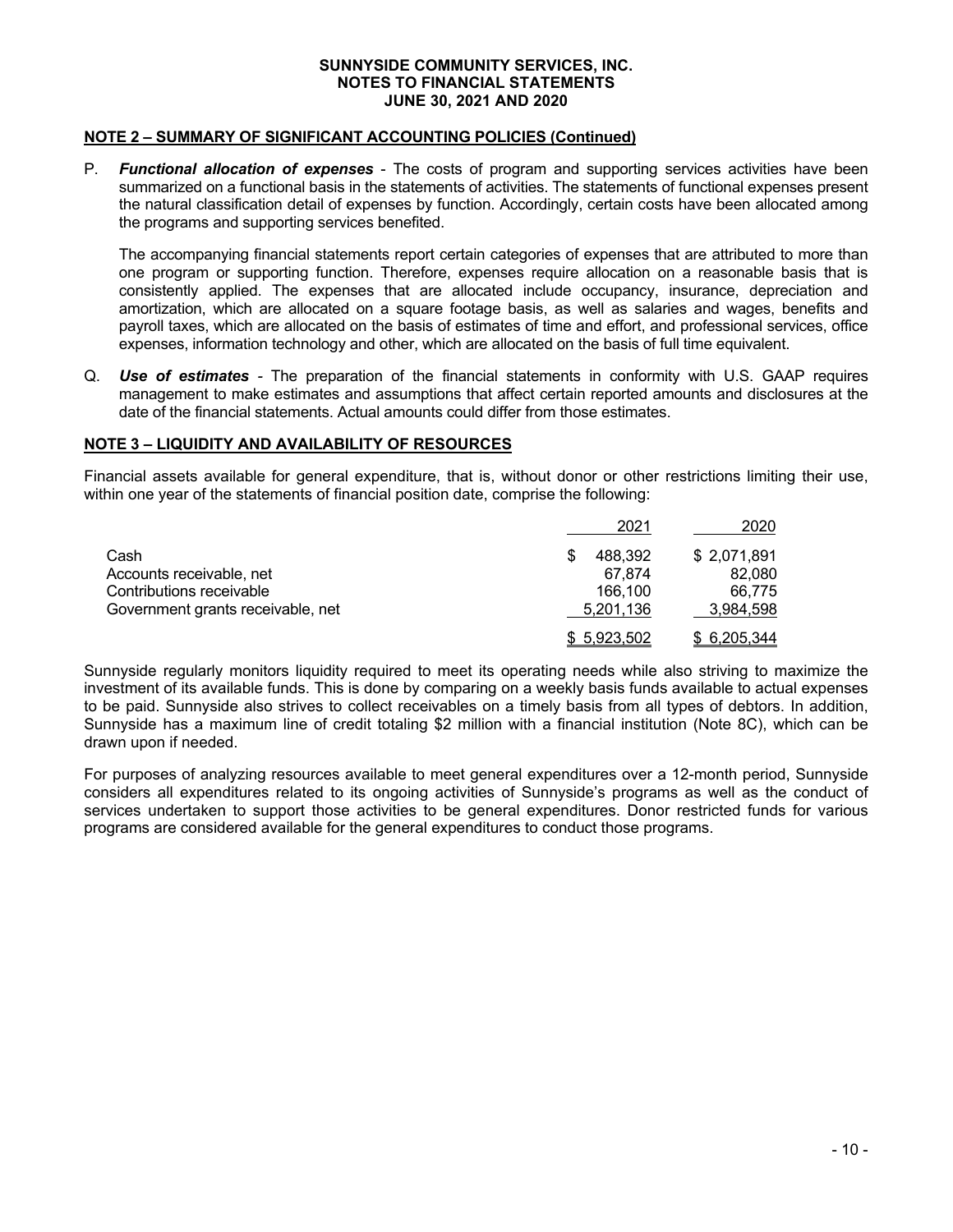**SUNNYSIDE COMMUNITY SERVICES, INC.**
**NOTES TO FINANCIAL STATEMENTS**
**JUNE 30, 2021 AND 2020**

## NOTE 2 – SUMMARY OF SIGNIFICANT ACCOUNTING POLICIES (Continued)

P. ***Functional allocation of expenses*** - The costs of program and supporting services activities have been summarized on a functional basis in the statements of activities. The statements of functional expenses present the natural classification detail of expenses by function. Accordingly, certain costs have been allocated among the programs and supporting services benefited.

   The accompanying financial statements report certain categories of expenses that are attributed to more than one program or supporting function. Therefore, expenses require allocation on a reasonable basis that is consistently applied. The expenses that are allocated include occupancy, insurance, depreciation and amortization, which are allocated on a square footage basis, as well as salaries and wages, benefits and payroll taxes, which are allocated on the basis of estimates of time and effort, and professional services, office expenses, information technology and other, which are allocated on the basis of full time equivalent.

Q. ***Use of estimates*** - The preparation of the financial statements in conformity with U.S. GAAP requires management to make estimates and assumptions that affect certain reported amounts and disclosures at the date of the financial statements. Actual amounts could differ from those estimates.

## NOTE 3 – LIQUIDITY AND AVAILABILITY OF RESOURCES

Financial assets available for general expenditure, that is, without donor or other restrictions limiting their use, within one year of the statements of financial position date, comprise the following:

| | 2021 | 2020 |
|---|---|---|
| Cash | $ 488,392 | $ 2,071,891 |
| Accounts receivable, net | 67,874 | 82,080 |
| Contributions receivable | 166,100 | 66,775 |
| Government grants receivable, net | 5,201,136 | 3,984,598 |
| | $ 5,923,502 | $ 6,205,344 |

Sunnyside regularly monitors liquidity required to meet its operating needs while also striving to maximize the investment of its available funds. This is done by comparing on a weekly basis funds available to actual expenses to be paid. Sunnyside also strives to collect receivables on a timely basis from all types of debtors. In addition, Sunnyside has a maximum line of credit totaling $2 million with a financial institution (Note 8C), which can be drawn upon if needed.

For purposes of analyzing resources available to meet general expenditures over a 12-month period, Sunnyside considers all expenditures related to its ongoing activities of Sunnyside's programs as well as the conduct of services undertaken to support those activities to be general expenditures. Donor restricted funds for various programs are considered available for the general expenditures to conduct those programs.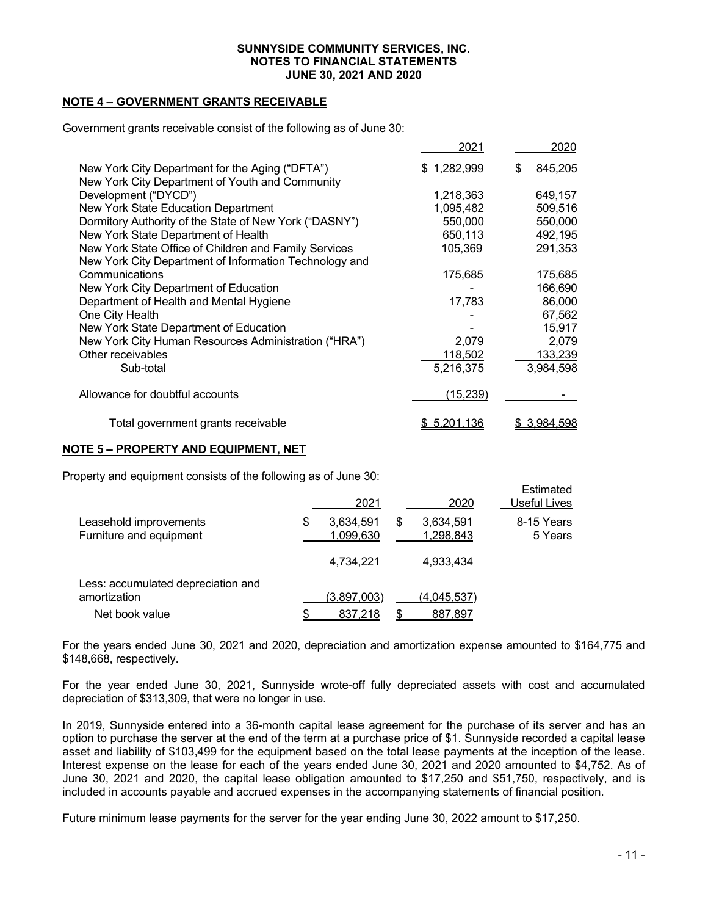**SUNNYSIDE COMMUNITY SERVICES, INC.**
**NOTES TO FINANCIAL STATEMENTS**
**JUNE 30, 2021 AND 2020**

## NOTE 4 – GOVERNMENT GRANTS RECEIVABLE

Government grants receivable consist of the following as of June 30:

| | 2021 | 2020 |
|---|---|---|
| New York City Department for the Aging ("DFTA") | $ 1,282,999 | $ 845,205 |
| New York City Department of Youth and Community Development ("DYCD") | 1,218,363 | 649,157 |
| New York State Education Department | 1,095,482 | 509,516 |
| Dormitory Authority of the State of New York ("DASNY") | 550,000 | 550,000 |
| New York State Department of Health | 650,113 | 492,195 |
| New York State Office of Children and Family Services | 105,369 | 291,353 |
| New York City Department of Information Technology and Communications | 175,685 | 175,685 |
| New York City Department of Education | - | 166,690 |
| Department of Health and Mental Hygiene | 17,783 | 86,000 |
| One City Health | - | 67,562 |
| New York State Department of Education | - | 15,917 |
| New York City Human Resources Administration ("HRA") | 2,079 | 2,079 |
| Other receivables | 118,502 | 133,239 |
| Sub-total | 5,216,375 | 3,984,598 |
| Allowance for doubtful accounts | (15,239) | - |
| Total government grants receivable | $ 5,201,136 | $ 3,984,598 |

## NOTE 5 – PROPERTY AND EQUIPMENT, NET

Property and equipment consists of the following as of June 30:

| | 2021 | 2020 | Estimated Useful Lives |
|---|---|---|---|
| Leasehold improvements | $ 3,634,591 | $ 3,634,591 | 8-15 Years |
| Furniture and equipment | 1,099,630 | 1,298,843 | 5 Years |
| | 4,734,221 | 4,933,434 | |
| Less: accumulated depreciation and amortization | (3,897,003) | (4,045,537) | |
| Net book value | $ 837,218 | $ 887,897 | |

For the years ended June 30, 2021 and 2020, depreciation and amortization expense amounted to $164,775 and $148,668, respectively.

For the year ended June 30, 2021, Sunnyside wrote-off fully depreciated assets with cost and accumulated depreciation of $313,309, that were no longer in use.

In 2019, Sunnyside entered into a 36-month capital lease agreement for the purchase of its server and has an option to purchase the server at the end of the term at a purchase price of $1. Sunnyside recorded a capital lease asset and liability of $103,499 for the equipment based on the total lease payments at the inception of the lease. Interest expense on the lease for each of the years ended June 30, 2021 and 2020 amounted to $4,752. As of June 30, 2021 and 2020, the capital lease obligation amounted to $17,250 and $51,750, respectively, and is included in accounts payable and accrued expenses in the accompanying statements of financial position.

Future minimum lease payments for the server for the year ending June 30, 2022 amount to $17,250.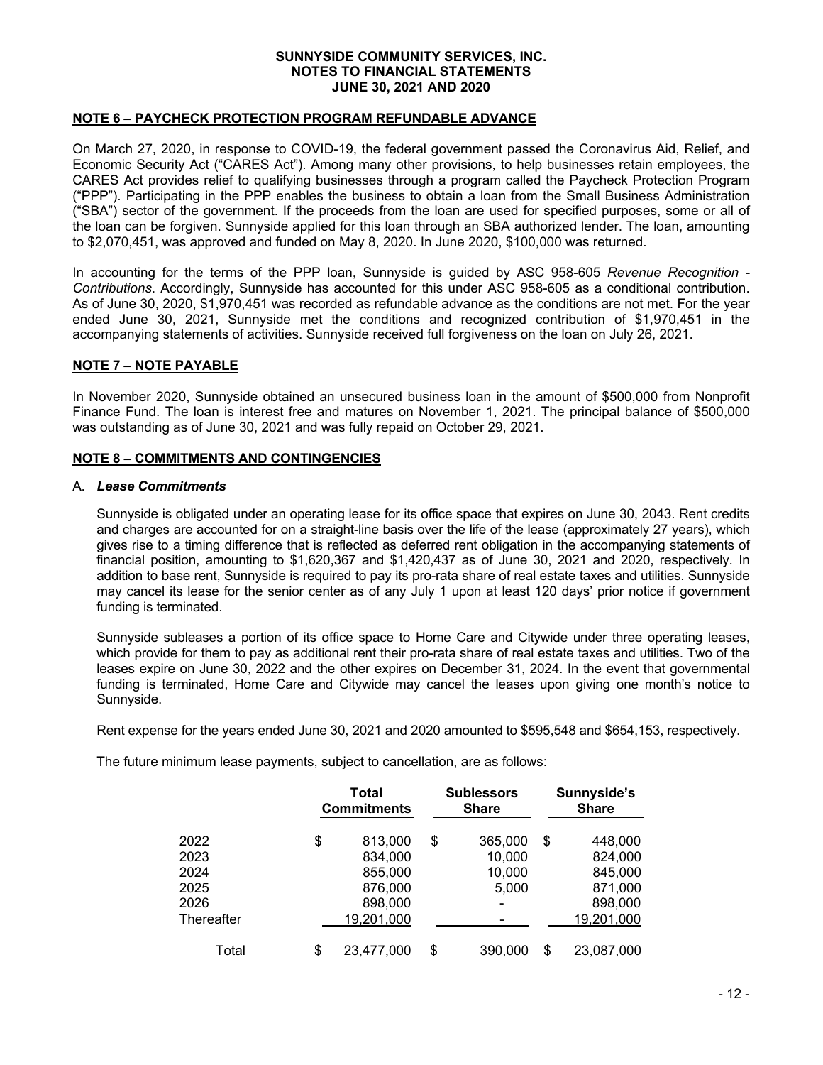## NOTE 6 – PAYCHECK PROTECTION PROGRAM REFUNDABLE ADVANCE

On March 27, 2020, in response to COVID-19, the federal government passed the Coronavirus Aid, Relief, and Economic Security Act ("CARES Act"). Among many other provisions, to help businesses retain employees, the CARES Act provides relief to qualifying businesses through a program called the Paycheck Protection Program ("PPP"). Participating in the PPP enables the business to obtain a loan from the Small Business Administration ("SBA") sector of the government. If the proceeds from the loan are used for specified purposes, some or all of the loan can be forgiven. Sunnyside applied for this loan through an SBA authorized lender. The loan, amounting to $2,070,451, was approved and funded on May 8, 2020. In June 2020, $100,000 was returned.

In accounting for the terms of the PPP loan, Sunnyside is guided by ASC 958-605 *Revenue Recognition - Contributions*. Accordingly, Sunnyside has accounted for this under ASC 958-605 as a conditional contribution. As of June 30, 2020, $1,970,451 was recorded as refundable advance as the conditions are not met. For the year ended June 30, 2021, Sunnyside met the conditions and recognized contribution of $1,970,451 in the accompanying statements of activities. Sunnyside received full forgiveness on the loan on July 26, 2021.

## NOTE 7 – NOTE PAYABLE

In November 2020, Sunnyside obtained an unsecured business loan in the amount of $500,000 from Nonprofit Finance Fund. The loan is interest free and matures on November 1, 2021. The principal balance of $500,000 was outstanding as of June 30, 2021 and was fully repaid on October 29, 2021.

## NOTE 8 – COMMITMENTS AND CONTINGENCIES

### A. *Lease Commitments*

Sunnyside is obligated under an operating lease for its office space that expires on June 30, 2043. Rent credits and charges are accounted for on a straight-line basis over the life of the lease (approximately 27 years), which gives rise to a timing difference that is reflected as deferred rent obligation in the accompanying statements of financial position, amounting to $1,620,367 and $1,420,437 as of June 30, 2021 and 2020, respectively. In addition to base rent, Sunnyside is required to pay its pro-rata share of real estate taxes and utilities. Sunnyside may cancel its lease for the senior center as of any July 1 upon at least 120 days' prior notice if government funding is terminated.

Sunnyside subleases a portion of its office space to Home Care and Citywide under three operating leases, which provide for them to pay as additional rent their pro-rata share of real estate taxes and utilities. Two of the leases expire on June 30, 2022 and the other expires on December 31, 2024. In the event that governmental funding is terminated, Home Care and Citywide may cancel the leases upon giving one month's notice to Sunnyside.

Rent expense for the years ended June 30, 2021 and 2020 amounted to $595,548 and $654,153, respectively.

The future minimum lease payments, subject to cancellation, are as follows:

| | Total Commitments | Sublessors Share | Sunnyside's Share |
|---|---|---|---|
| 2022 | $ 813,000 | $ 365,000 | $ 448,000 |
| 2023 | 834,000 | 10,000 | 824,000 |
| 2024 | 855,000 | 10,000 | 845,000 |
| 2025 | 876,000 | 5,000 | 871,000 |
| 2026 | 898,000 | - | 898,000 |
| Thereafter | 19,201,000 | - | 19,201,000 |
| Total | $ 23,477,000 | $ 390,000 | $ 23,087,000 |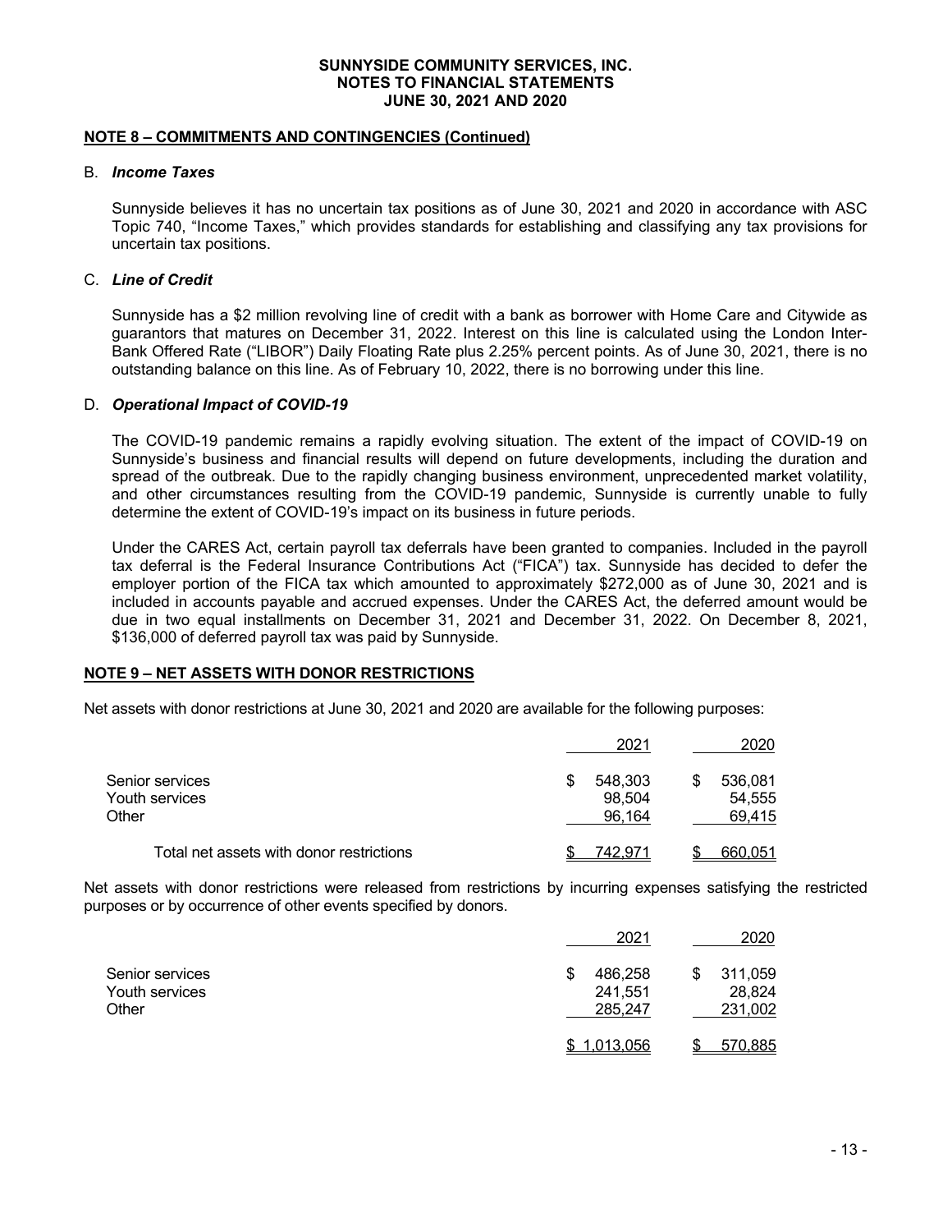## NOTE 8 – COMMITMENTS AND CONTINGENCIES (Continued)

### B. *Income Taxes*

Sunnyside believes it has no uncertain tax positions as of June 30, 2021 and 2020 in accordance with ASC Topic 740, "Income Taxes," which provides standards for establishing and classifying any tax provisions for uncertain tax positions.

### C. *Line of Credit*

Sunnyside has a $2 million revolving line of credit with a bank as borrower with Home Care and Citywide as guarantors that matures on December 31, 2022. Interest on this line is calculated using the London Inter-Bank Offered Rate ("LIBOR") Daily Floating Rate plus 2.25% percent points. As of June 30, 2021, there is no outstanding balance on this line. As of February 10, 2022, there is no borrowing under this line.

### D. *Operational Impact of COVID-19*

The COVID-19 pandemic remains a rapidly evolving situation. The extent of the impact of COVID-19 on Sunnyside's business and financial results will depend on future developments, including the duration and spread of the outbreak. Due to the rapidly changing business environment, unprecedented market volatility, and other circumstances resulting from the COVID-19 pandemic, Sunnyside is currently unable to fully determine the extent of COVID-19's impact on its business in future periods.

Under the CARES Act, certain payroll tax deferrals have been granted to companies. Included in the payroll tax deferral is the Federal Insurance Contributions Act ("FICA") tax. Sunnyside has decided to defer the employer portion of the FICA tax which amounted to approximately $272,000 as of June 30, 2021 and is included in accounts payable and accrued expenses. Under the CARES Act, the deferred amount would be due in two equal installments on December 31, 2021 and December 31, 2022. On December 8, 2021, $136,000 of deferred payroll tax was paid by Sunnyside.

## NOTE 9 – NET ASSETS WITH DONOR RESTRICTIONS

Net assets with donor restrictions at June 30, 2021 and 2020 are available for the following purposes:

| | 2021 | 2020 |
|---|---|---|
| Senior services | $ 548,303 | $ 536,081 |
| Youth services | 98,504 | 54,555 |
| Other | 96,164 | 69,415 |
| Total net assets with donor restrictions | $ 742,971 | $ 660,051 |

Net assets with donor restrictions were released from restrictions by incurring expenses satisfying the restricted purposes or by occurrence of other events specified by donors.

| | 2021 | 2020 |
|---|---|---|
| Senior services | $ 486,258 | $ 311,059 |
| Youth services | 241,551 | 28,824 |
| Other | 285,247 | 231,002 |
| | $ 1,013,056 | $ 570,885 |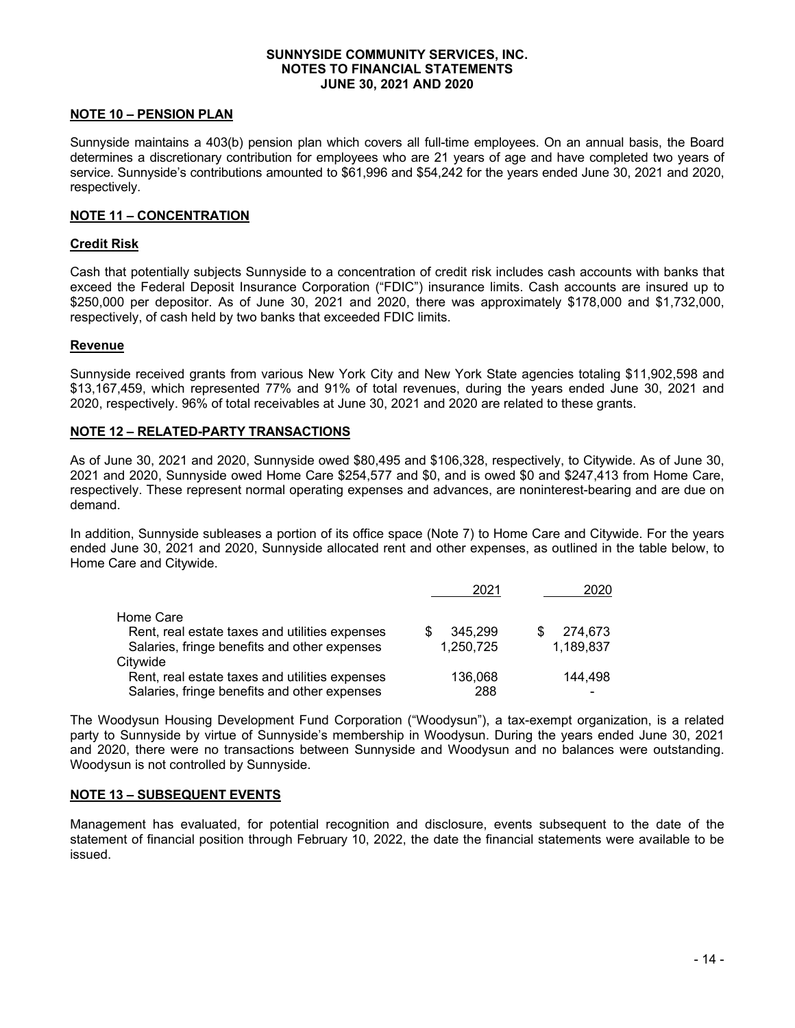# SUNNYSIDE COMMUNITY SERVICES, INC.
## NOTES TO FINANCIAL STATEMENTS
## JUNE 30, 2021 AND 2020

### NOTE 10 – PENSION PLAN

Sunnyside maintains a 403(b) pension plan which covers all full-time employees. On an annual basis, the Board determines a discretionary contribution for employees who are 21 years of age and have completed two years of service. Sunnyside's contributions amounted to $61,996 and $54,242 for the years ended June 30, 2021 and 2020, respectively.

### NOTE 11 – CONCENTRATION

#### Credit Risk

Cash that potentially subjects Sunnyside to a concentration of credit risk includes cash accounts with banks that exceed the Federal Deposit Insurance Corporation ("FDIC") insurance limits. Cash accounts are insured up to $250,000 per depositor. As of June 30, 2021 and 2020, there was approximately $178,000 and $1,732,000, respectively, of cash held by two banks that exceeded FDIC limits.

#### Revenue

Sunnyside received grants from various New York City and New York State agencies totaling $11,902,598 and $13,167,459, which represented 77% and 91% of total revenues, during the years ended June 30, 2021 and 2020, respectively. 96% of total receivables at June 30, 2021 and 2020 are related to these grants.

### NOTE 12 – RELATED-PARTY TRANSACTIONS

As of June 30, 2021 and 2020, Sunnyside owed $80,495 and $106,328, respectively, to Citywide. As of June 30, 2021 and 2020, Sunnyside owed Home Care $254,577 and $0, and is owed $0 and $247,413 from Home Care, respectively. These represent normal operating expenses and advances, are noninterest-bearing and are due on demand.

In addition, Sunnyside subleases a portion of its office space (Note 7) to Home Care and Citywide. For the years ended June 30, 2021 and 2020, Sunnyside allocated rent and other expenses, as outlined in the table below, to Home Care and Citywide.

| | 2021 | 2020 |
|---|---|---|
| Home Care | | |
| Rent, real estate taxes and utilities expenses | $ 345,299 | $ 274,673 |
| Salaries, fringe benefits and other expenses | 1,250,725 | 1,189,837 |
| Citywide | | |
| Rent, real estate taxes and utilities expenses | 136,068 | 144,498 |
| Salaries, fringe benefits and other expenses | 288 | - |

The Woodysun Housing Development Fund Corporation ("Woodysun"), a tax-exempt organization, is a related party to Sunnyside by virtue of Sunnyside's membership in Woodysun. During the years ended June 30, 2021 and 2020, there were no transactions between Sunnyside and Woodysun and no balances were outstanding. Woodysun is not controlled by Sunnyside.

### NOTE 13 – SUBSEQUENT EVENTS

Management has evaluated, for potential recognition and disclosure, events subsequent to the date of the statement of financial position through February 10, 2022, the date the financial statements were available to be issued.